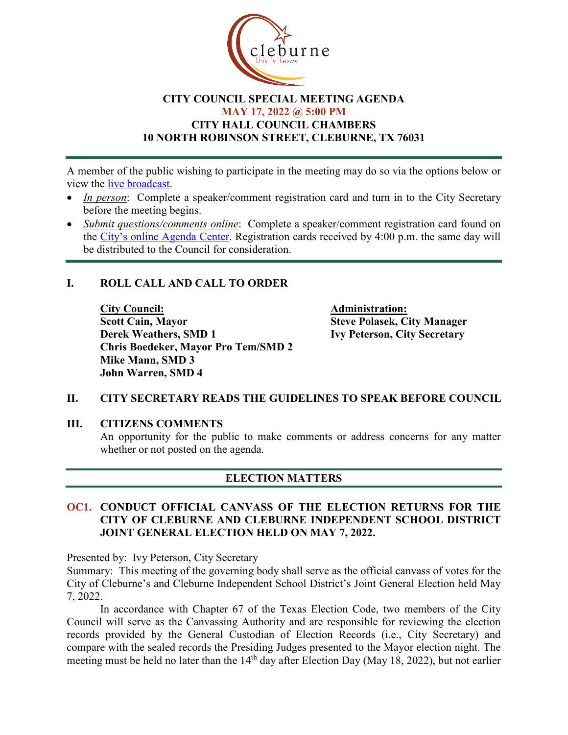# CITY COUNCIL SPECIAL MEETING AGENDA

**MAY 17, 2022 @ 5:00 PM**

**CITY HALL COUNCIL CHAMBERS**

**10 NORTH ROBINSON STREET, CLEBURNE, TX 76031**

---

A member of the public wishing to participate in the meeting may do so via the options below or view the live broadcast.

- *In person*: Complete a speaker/comment registration card and turn in to the City Secretary before the meeting begins.
- *Submit questions/comments online*: Complete a speaker/comment registration card found on the City's online Agenda Center. Registration cards received by 4:00 p.m. the same day will be distributed to the Council for consideration.

---

## I. ROLL CALL AND CALL TO ORDER

**City Council:**
**Scott Cain, Mayor**
**Derek Weathers, SMD 1**
**Chris Boedeker, Mayor Pro Tem/SMD 2**
**Mike Mann, SMD 3**
**John Warren, SMD 4**

**Administration:**
**Steve Polasek, City Manager**
**Ivy Peterson, City Secretary**

## II. CITY SECRETARY READS THE GUIDELINES TO SPEAK BEFORE COUNCIL

## III. CITIZENS COMMENTS

An opportunity for the public to make comments or address concerns for any matter whether or not posted on the agenda.

---

## ELECTION MATTERS

---

### OC1. CONDUCT OFFICIAL CANVASS OF THE ELECTION RETURNS FOR THE CITY OF CLEBURNE AND CLEBURNE INDEPENDENT SCHOOL DISTRICT JOINT GENERAL ELECTION HELD ON MAY 7, 2022.

Presented by: Ivy Peterson, City Secretary

Summary: This meeting of the governing body shall serve as the official canvass of votes for the City of Cleburne's and Cleburne Independent School District's Joint General Election held May 7, 2022.

In accordance with Chapter 67 of the Texas Election Code, two members of the City Council will serve as the Canvassing Authority and are responsible for reviewing the election records provided by the General Custodian of Election Records (i.e., City Secretary) and compare with the sealed records the Presiding Judges presented to the Mayor election night. The meeting must be held no later than the 14th day after Election Day (May 18, 2022), but not earlier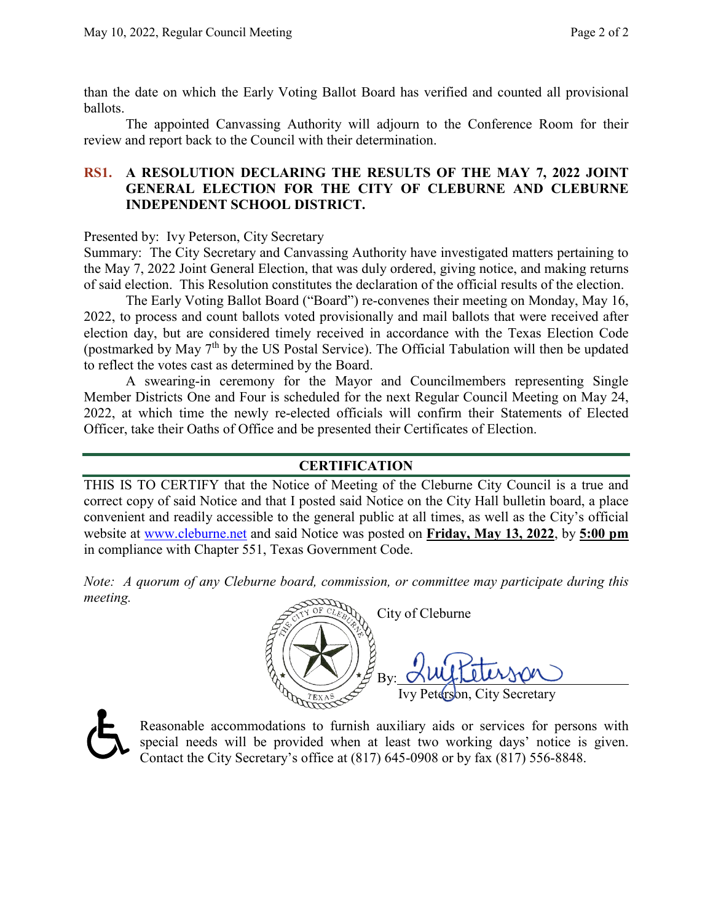than the date on which the Early Voting Ballot Board has verified and counted all provisional ballots.

The appointed Canvassing Authority will adjourn to the Conference Room for their review and report back to the Council with their determination.

### RS1. A RESOLUTION DECLARING THE RESULTS OF THE MAY 7, 2022 JOINT GENERAL ELECTION FOR THE CITY OF CLEBURNE AND CLEBURNE INDEPENDENT SCHOOL DISTRICT.

Presented by: Ivy Peterson, City Secretary

Summary: The City Secretary and Canvassing Authority have investigated matters pertaining to the May 7, 2022 Joint General Election, that was duly ordered, giving notice, and making returns of said election. This Resolution constitutes the declaration of the official results of the election.

The Early Voting Ballot Board ("Board") re-convenes their meeting on Monday, May 16, 2022, to process and count ballots voted provisionally and mail ballots that were received after election day, but are considered timely received in accordance with the Texas Election Code (postmarked by May 7th by the US Postal Service). The Official Tabulation will then be updated to reflect the votes cast as determined by the Board.

A swearing-in ceremony for the Mayor and Councilmembers representing Single Member Districts One and Four is scheduled for the next Regular Council Meeting on May 24, 2022, at which time the newly re-elected officials will confirm their Statements of Elected Officer, take their Oaths of Office and be presented their Certificates of Election.

## CERTIFICATION

THIS IS TO CERTIFY that the Notice of Meeting of the Cleburne City Council is a true and correct copy of said Notice and that I posted said Notice on the City Hall bulletin board, a place convenient and readily accessible to the general public at all times, as well as the City's official website at www.cleburne.net and said Notice was posted on **Friday, May 13, 2022**, by **5:00 pm** in compliance with Chapter 551, Texas Government Code.

*Note: A quorum of any Cleburne board, commission, or committee may participate during this meeting.*

City of Cleburne

By: Ivy Peterson

Ivy Peterson, City Secretary

Reasonable accommodations to furnish auxiliary aids or services for persons with special needs will be provided when at least two working days' notice is given. Contact the City Secretary's office at (817) 645-0908 or by fax (817) 556-8848.